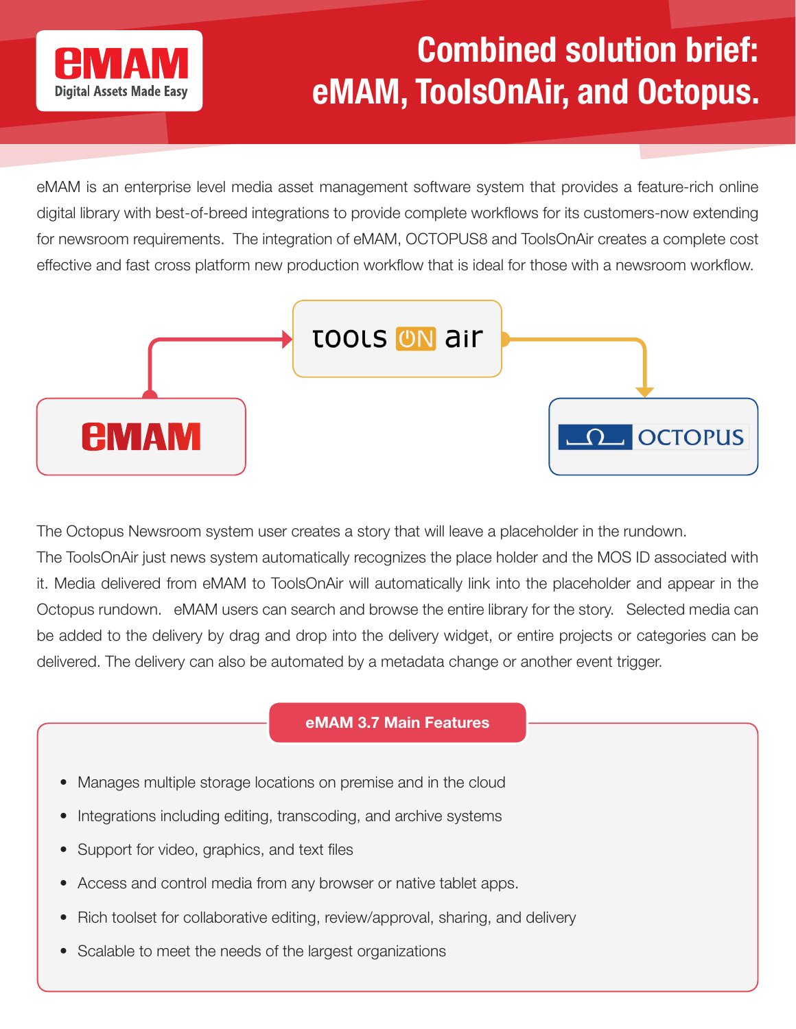# Combined solution brief: eMAM, ToolsOnAir, and Octopus.

eMAM is an enterprise level media asset management software system that provides a feature-rich online digital library with best-of-breed integrations to provide complete workflows for its customers-now extending for newsroom requirements. The integration of eMAM, OCTOPUS8 and ToolsOnAir creates a complete cost effective and fast cross platform new production workflow that is ideal for those with a newsroom workflow.

The Octopus Newsroom system user creates a story that will leave a placeholder in the rundown. The ToolsOnAir just news system automatically recognizes the place holder and the MOS ID associated with it. Media delivered from eMAM to ToolsOnAir will automatically link into the placeholder and appear in the Octopus rundown. eMAM users can search and browse the entire library for the story. Selected media can be added to the delivery by drag and drop into the delivery widget, or entire projects or categories can be delivered. The delivery can also be automated by a metadata change or another event trigger.

## eMAM 3.7 Main Features

- Manages multiple storage locations on premise and in the cloud
- Integrations including editing, transcoding, and archive systems
- Support for video, graphics, and text files
- Access and control media from any browser or native tablet apps.
- Rich toolset for collaborative editing, review/approval, sharing, and delivery
- Scalable to meet the needs of the largest organizations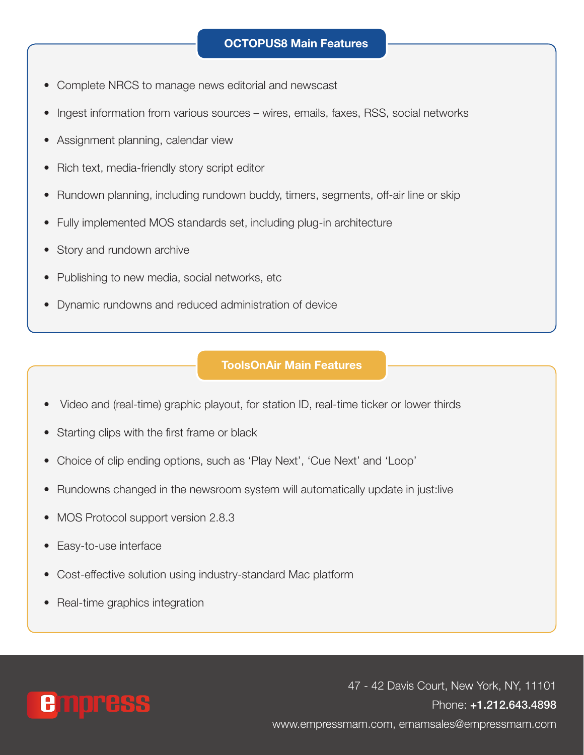## OCTOPUS8 Main Features

- Complete NRCS to manage news editorial and newscast
- Ingest information from various sources – wires, emails, faxes, RSS, social networks
- Assignment planning, calendar view
- Rich text, media-friendly story script editor
- Rundown planning, including rundown buddy, timers, segments, off-air line or skip
- Fully implemented MOS standards set, including plug-in architecture
- Story and rundown archive
- Publishing to new media, social networks, etc
- Dynamic rundowns and reduced administration of device

## ToolsOnAir Main Features

- Video and (real-time) graphic playout, for station ID, real-time ticker or lower thirds
- Starting clips with the first frame or black
- Choice of clip ending options, such as 'Play Next', 'Cue Next' and 'Loop'
- Rundowns changed in the newsroom system will automatically update in just:live
- MOS Protocol support version 2.8.3
- Easy-to-use interface
- Cost-effective solution using industry-standard Mac platform
- Real-time graphics integration

empress

47 - 42 Davis Court, New York, NY, 11101
Phone: **+1.212.643.4898**
www.empressmam.com, emamsales@empressmam.com